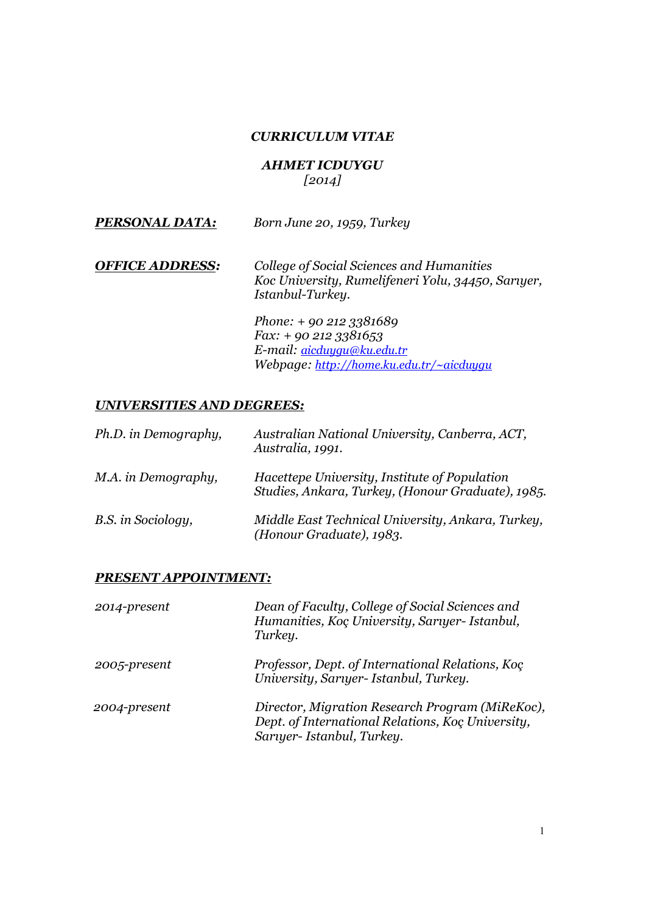# *CURRICULUM VITAE*

## *AHMET ICDUYGU*

*[2014]*

***PERSONAL DATA:*** *Born June 20, 1959, Turkey*

***OFFICE ADDRESS:*** *College of Social Sciences and Humanities*
*Koc University, Rumelifeneri Yolu, 34450, Sarıyer, Istanbul-Turkey.*

*Phone: + 90 212 3381689*
*Fax: + 90 212 3381653*
*E-mail: [aicduygu@ku.edu.tr](mailto:aicduygu@ku.edu.tr)*
*Webpage: [http://home.ku.edu.tr/~aicduygu](http://home.ku.edu.tr/~aicduygu)*

### ***UNIVERSITIES AND DEGREES:***

| | |
|---|---|
| *Ph.D. in Demography,* | *Australian National University, Canberra, ACT, Australia, 1991.* |
| *M.A. in Demography,* | *Hacettepe University, Institute of Population Studies, Ankara, Turkey, (Honour Graduate), 1985.* |
| *B.S. in Sociology,* | *Middle East Technical University, Ankara, Turkey, (Honour Graduate), 1983.* |

### ***PRESENT APPOINTMENT:***

| | |
|---|---|
| *2014-present* | *Dean of Faculty, College of Social Sciences and Humanities, Koç University, Sarıyer- Istanbul, Turkey.* |
| *2005-present* | *Professor, Dept. of International Relations, Koç University, Sarıyer- Istanbul, Turkey.* |
| *2004-present* | *Director, Migration Research Program (MiReKoc), Dept. of International Relations, Koç University, Sarıyer- Istanbul, Turkey.* |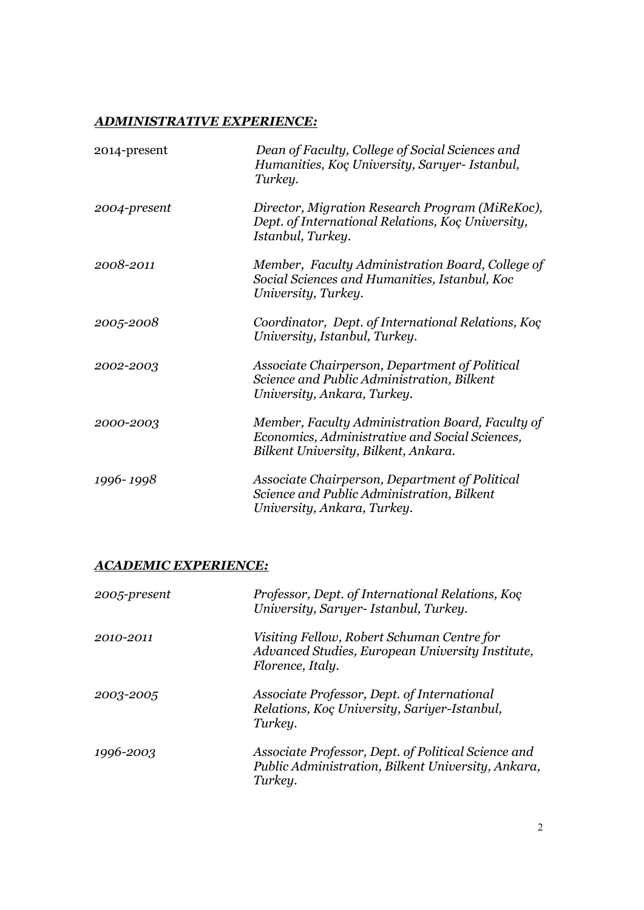## ***ADMINISTRATIVE EXPERIENCE:***

| | |
|---|---|
| 2014-present | *Dean of Faculty, College of Social Sciences and Humanities, Koç University, Sarıyer- Istanbul, Turkey.* |
| *2004-present* | *Director, Migration Research Program (MiReKoc), Dept. of International Relations, Koç University, Istanbul, Turkey.* |
| *2008-2011* | *Member, Faculty Administration Board, College of Social Sciences and Humanities, Istanbul, Koc University, Turkey.* |
| *2005-2008* | *Coordinator, Dept. of International Relations, Koç University, Istanbul, Turkey.* |
| *2002-2003* | *Associate Chairperson, Department of Political Science and Public Administration, Bilkent University, Ankara, Turkey.* |
| *2000-2003* | *Member, Faculty Administration Board, Faculty of Economics, Administrative and Social Sciences, Bilkent University, Bilkent, Ankara.* |
| *1996- 1998* | *Associate Chairperson, Department of Political Science and Public Administration, Bilkent University, Ankara, Turkey.* |

## ***ACADEMIC EXPERIENCE:***

| | |
|---|---|
| *2005-present* | *Professor, Dept. of International Relations, Koç University, Sarıyer- Istanbul, Turkey.* |
| *2010-2011* | *Visiting Fellow, Robert Schuman Centre for Advanced Studies, European University Institute, Florence, Italy.* |
| *2003-2005* | *Associate Professor, Dept. of International Relations, Koç University, Sariyer-Istanbul, Turkey.* |
| *1996-2003* | *Associate Professor, Dept. of Political Science and Public Administration, Bilkent University, Ankara, Turkey.* |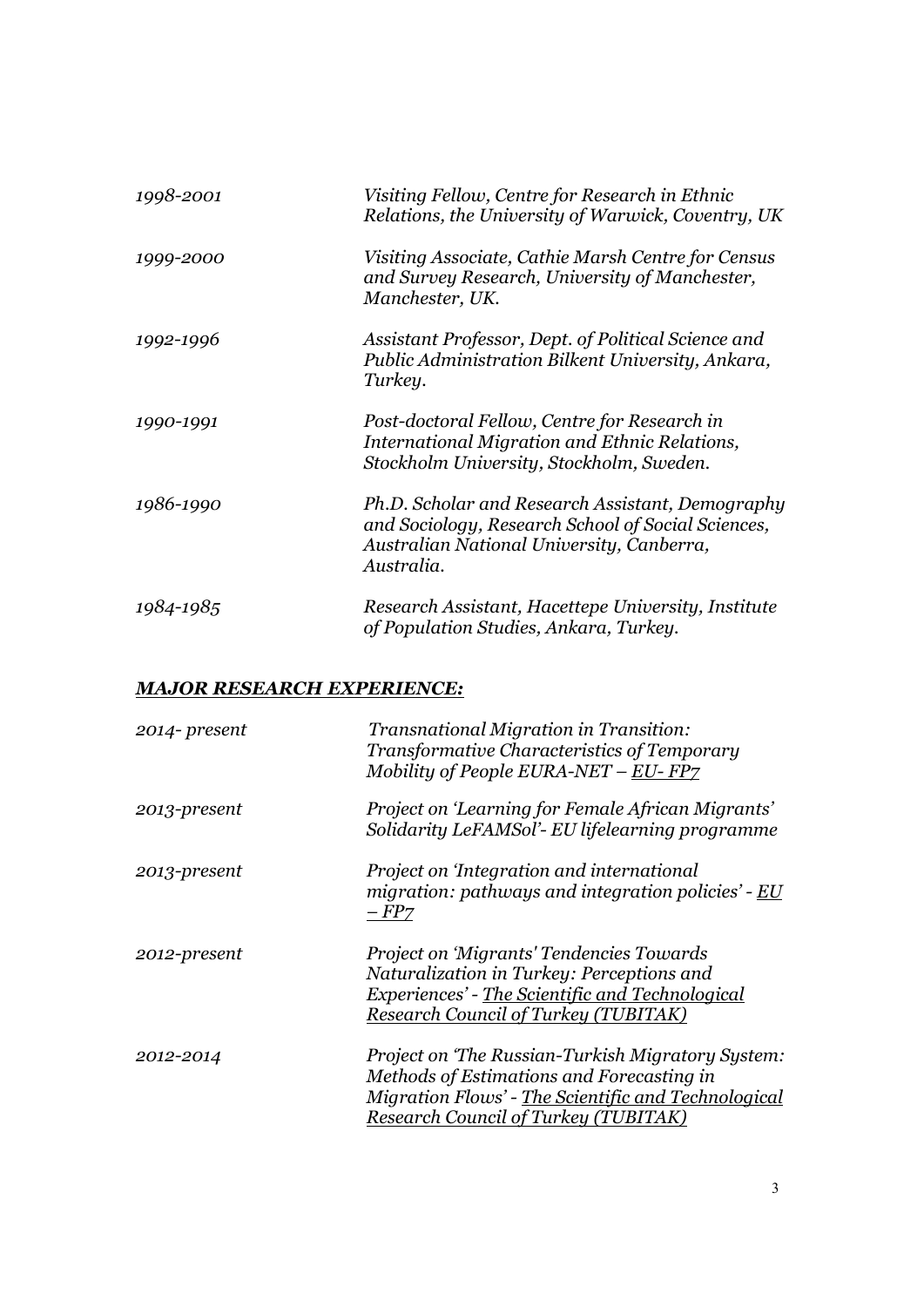| | |
|---|---|
| *1998-2001* | *Visiting Fellow, Centre for Research in Ethnic Relations, the University of Warwick, Coventry, UK* |
| *1999-2000* | *Visiting Associate, Cathie Marsh Centre for Census and Survey Research, University of Manchester, Manchester, UK.* |
| *1992-1996* | *Assistant Professor, Dept. of Political Science and Public Administration Bilkent University, Ankara, Turkey.* |
| *1990-1991* | *Post-doctoral Fellow, Centre for Research in International Migration and Ethnic Relations, Stockholm University, Stockholm, Sweden.* |
| *1986-1990* | *Ph.D. Scholar and Research Assistant, Demography and Sociology, Research School of Social Sciences, Australian National University, Canberra, Australia.* |
| *1984-1985* | *Research Assistant, Hacettepe University, Institute of Population Studies, Ankara, Turkey.* |

***MAJOR RESEARCH EXPERIENCE:***

| | |
|---|---|
| *2014- present* | *Transnational Migration in Transition: Transformative Characteristics of Temporary Mobility of People EURA-NET – EU- FP7* |
| *2013-present* | *Project on 'Learning for Female African Migrants' Solidarity LeFAMSol'- EU lifelearning programme* |
| *2013-present* | *Project on 'Integration and international migration: pathways and integration policies' - EU – FP7* |
| *2012-present* | *Project on 'Migrants' Tendencies Towards Naturalization in Turkey: Perceptions and Experiences' - The Scientific and Technological Research Council of Turkey (TUBITAK)* |
| *2012-2014* | *Project on 'The Russian-Turkish Migratory System: Methods of Estimations and Forecasting in Migration Flows' - The Scientific and Technological Research Council of Turkey (TUBITAK)* |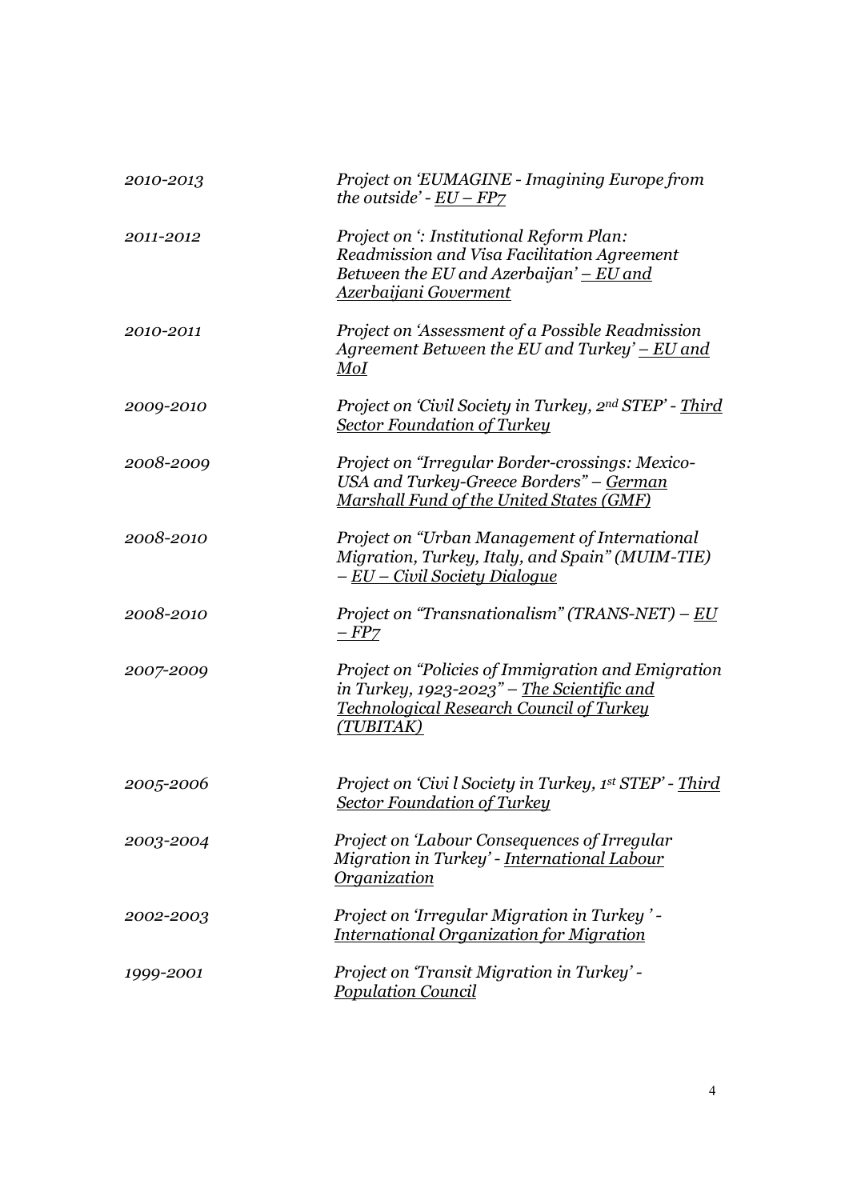| | |
|---|---|
| *2010-2013* | *Project on 'EUMAGINE - Imagining Europe from the outside' - EU – FP7* |
| *2011-2012* | *Project on ': Institutional Reform Plan: Readmission and Visa Facilitation Agreement Between the EU and Azerbaijan' – EU and Azerbaijani Goverment* |
| *2010-2011* | *Project on 'Assessment of a Possible Readmission Agreement Between the EU and Turkey' – EU and MoI* |
| *2009-2010* | *Project on 'Civil Society in Turkey, 2nd STEP' - Third Sector Foundation of Turkey* |
| *2008-2009* | *Project on "Irregular Border-crossings: Mexico-USA and Turkey-Greece Borders" – German Marshall Fund of the United States (GMF)* |
| *2008-2010* | *Project on "Urban Management of International Migration, Turkey, Italy, and Spain" (MUIM-TIE) – EU – Civil Society Dialogue* |
| *2008-2010* | *Project on "Transnationalism" (TRANS-NET) – EU – FP7* |
| *2007-2009* | *Project on "Policies of Immigration and Emigration in Turkey, 1923-2023" – The Scientific and Technological Research Council of Turkey (TUBITAK)* |
| *2005-2006* | *Project on 'Civi l Society in Turkey, 1st STEP' - Third Sector Foundation of Turkey* |
| *2003-2004* | *Project on 'Labour Consequences of Irregular Migration in Turkey' - International Labour Organization* |
| *2002-2003* | *Project on 'Irregular Migration in Turkey ' - International Organization for Migration* |
| *1999-2001* | *Project on 'Transit Migration in Turkey' - Population Council* |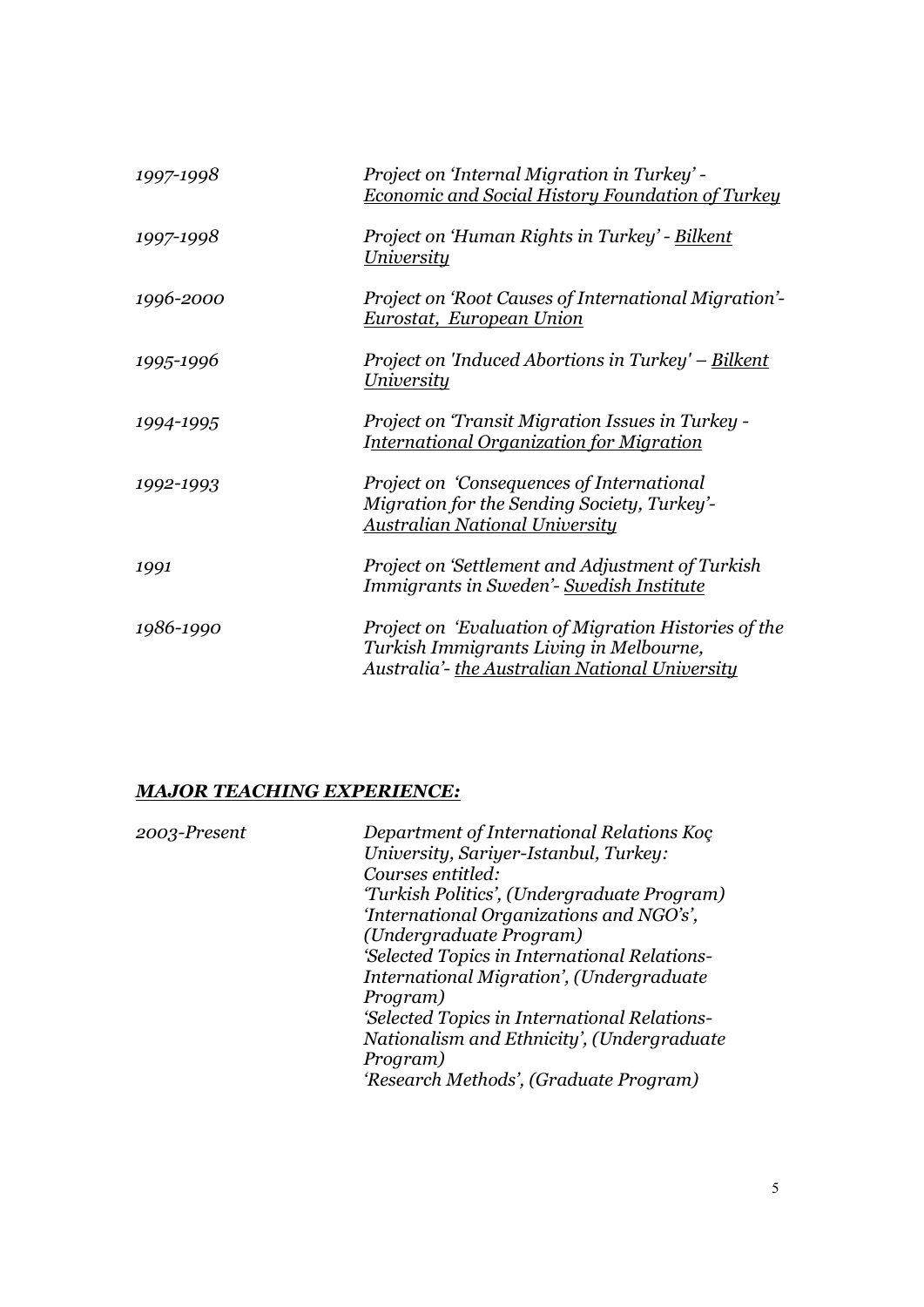| | |
|---|---|
| *1997-1998* | *Project on 'Internal Migration in Turkey' - Economic and Social History Foundation of Turkey* |
| *1997-1998* | *Project on 'Human Rights in Turkey' - Bilkent University* |
| *1996-2000* | *Project on 'Root Causes of International Migration'- Eurostat, European Union* |
| *1995-1996* | *Project on 'Induced Abortions in Turkey' – Bilkent University* |
| *1994-1995* | *Project on 'Transit Migration Issues in Turkey - International Organization for Migration* |
| *1992-1993* | *Project on 'Consequences of International Migration for the Sending Society, Turkey'- Australian National University* |
| *1991* | *Project on 'Settlement and Adjustment of Turkish Immigrants in Sweden'- Swedish Institute* |
| *1986-1990* | *Project on 'Evaluation of Migration Histories of the Turkish Immigrants Living in Melbourne, Australia'- the Australian National University* |

## ***MAJOR TEACHING EXPERIENCE:***

*2003-Present*

*Department of International Relations Koç University, Sariyer-Istanbul, Turkey:*
*Courses entitled:*
*'Turkish Politics', (Undergraduate Program)*
*'International Organizations and NGO's', (Undergraduate Program)*
*'Selected Topics in International Relations- International Migration', (Undergraduate Program)*
*'Selected Topics in International Relations- Nationalism and Ethnicity', (Undergraduate Program)*
*'Research Methods', (Graduate Program)*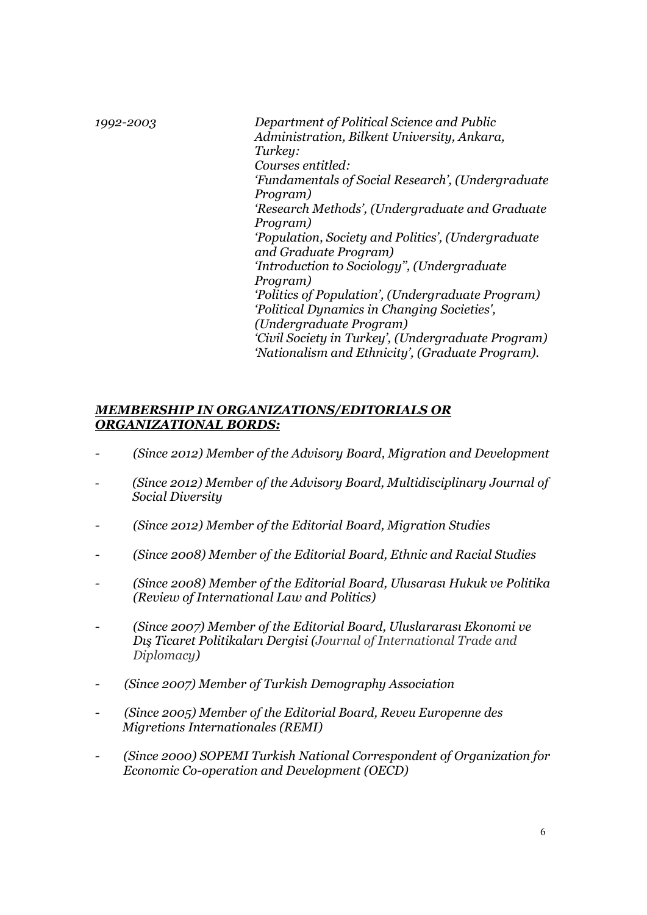*1992-2003* — *Department of Political Science and Public Administration, Bilkent University, Ankara, Turkey:*
*Courses entitled:*
*'Fundamentals of Social Research', (Undergraduate Program)*
*'Research Methods', (Undergraduate and Graduate Program)*
*'Population, Society and Politics', (Undergraduate and Graduate Program)*
*'Introduction to Sociology", (Undergraduate Program)*
*'Politics of Population', (Undergraduate Program)*
*'Political Dynamics in Changing Societies', (Undergraduate Program)*
*'Civil Society in Turkey', (Undergraduate Program)*
*'Nationalism and Ethnicity', (Graduate Program).*

***MEMBERSHIP IN ORGANIZATIONS/EDITORIALS OR ORGANIZATIONAL BORDS:***

- *(Since 2012) Member of the Advisory Board, Migration and Development*
- *(Since 2012) Member of the Advisory Board, Multidisciplinary Journal of Social Diversity*
- *(Since 2012) Member of the Editorial Board, Migration Studies*
- *(Since 2008) Member of the Editorial Board, Ethnic and Racial Studies*
- *(Since 2008) Member of the Editorial Board, Ulusarası Hukuk ve Politika (Review of International Law and Politics)*
- *(Since 2007) Member of the Editorial Board, Uluslararası Ekonomi ve Dış Ticaret Politikaları Dergisi (Journal of International Trade and Diplomacy)*
- *(Since 2007) Member of Turkish Demography Association*
- *(Since 2005) Member of the Editorial Board, Reveu Europenne des Migretions Internationales (REMI)*
- *(Since 2000) SOPEMI Turkish National Correspondent of Organization for Economic Co-operation and Development (OECD)*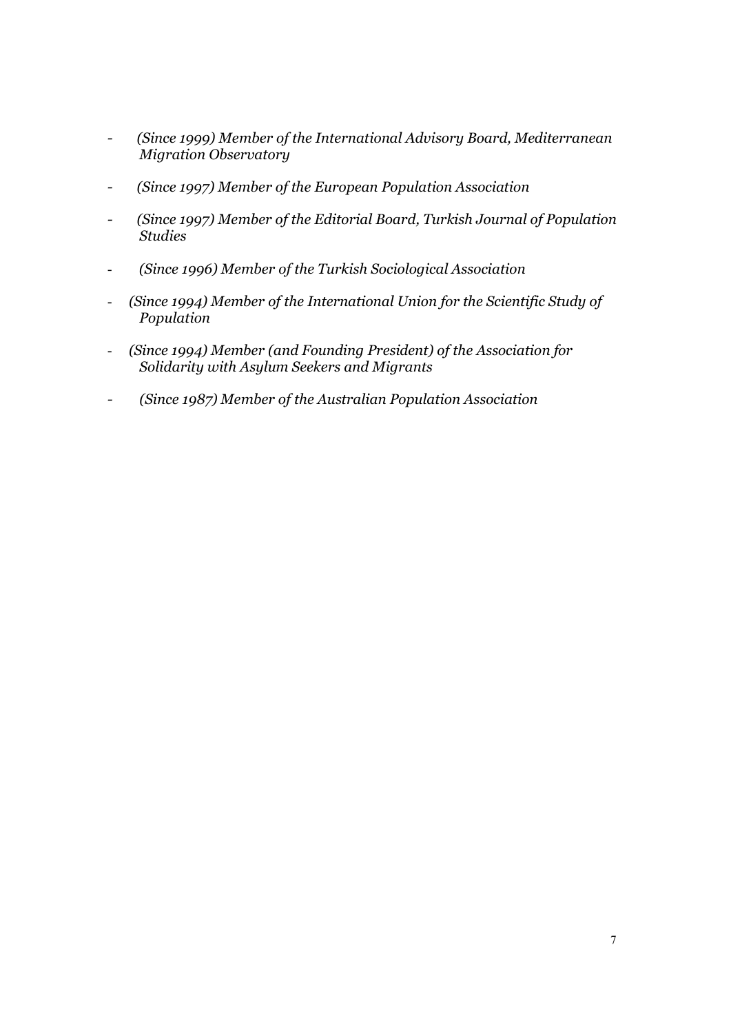- *(Since 1999) Member of the International Advisory Board, Mediterranean Migration Observatory*
- *(Since 1997) Member of the European Population Association*
- *(Since 1997) Member of the Editorial Board, Turkish Journal of Population Studies*
- *(Since 1996) Member of the Turkish Sociological Association*
- *(Since 1994) Member of the International Union for the Scientific Study of Population*
- *(Since 1994) Member (and Founding President) of the Association for Solidarity with Asylum Seekers and Migrants*
- *(Since 1987) Member of the Australian Population Association*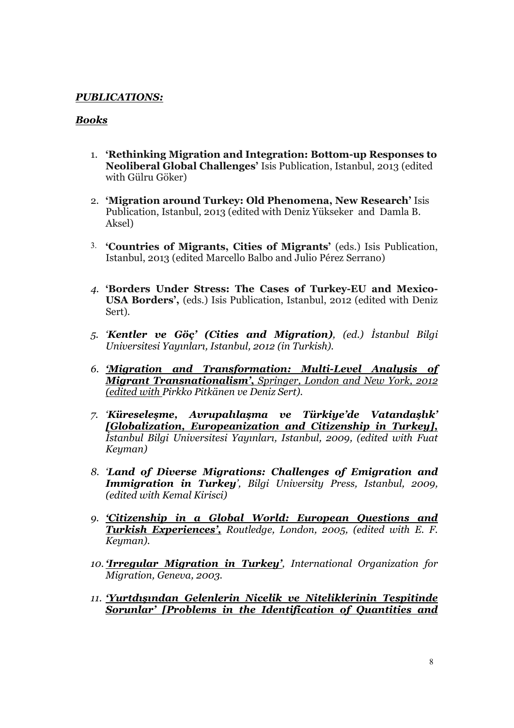***PUBLICATIONS:***

***Books***

1. **'Rethinking Migration and Integration: Bottom-up Responses to Neoliberal Global Challenges'** Isis Publication, Istanbul, 2013 (edited with Gülru Göker)

2. **'Migration around Turkey: Old Phenomena, New Research'** Isis Publication, Istanbul, 2013 (edited with Deniz Yükseker and Damla B. Aksel)

3. **'Countries of Migrants, Cities of Migrants'** (eds.) Isis Publication, Istanbul, 2013 (edited Marcello Balbo and Julio Pérez Serrano)

4. **'Borders Under Stress: The Cases of Turkey-EU and Mexico-USA Borders',** (eds.) Isis Publication, Istanbul, 2012 (edited with Deniz Sert).

5. *'**Kentler ve Göç' (Cities and Migration)**, (ed.) İstanbul Bilgi Universitesi Yayınları, Istanbul, 2012 (in Turkish).*

6. *__'Migration and Transformation: Multi-Level Analysis of Migrant Transnationalism'__, <u>Springer, London and New York, 2012 (edited with</u> Pirkko Pitkänen ve Deniz Sert).*

7. *'**Küreselleşme, Avrupalılaşma ve Türkiye'de Vatandaşlık' <u>[Globalization, Europeanization and Citizenship in Turkey]</u>**<u>,</u> İstanbul Bilgi Universitesi Yayınları, Istanbul, 2009, (edited with Fuat Keyman)*

8. *'**Land of Diverse Migrations: Challenges of Emigration and Immigration in Turkey**', Bilgi University Press, Istanbul, 2009, (edited with Kemal Kirisci)*

9. *__'Citizenship in a Global World: European Questions and Turkish Experiences'__, Routledge, London, 2005, (edited with E. F. Keyman).*

10. *__'Irregular Migration in Turkey'__, International Organization for Migration, Geneva, 2003.*

11. *__'Yurtdışından Gelenlerin Nicelik ve Niteliklerinin Tespitinde Sorunlar' [Problems in the Identification of Quantities and__*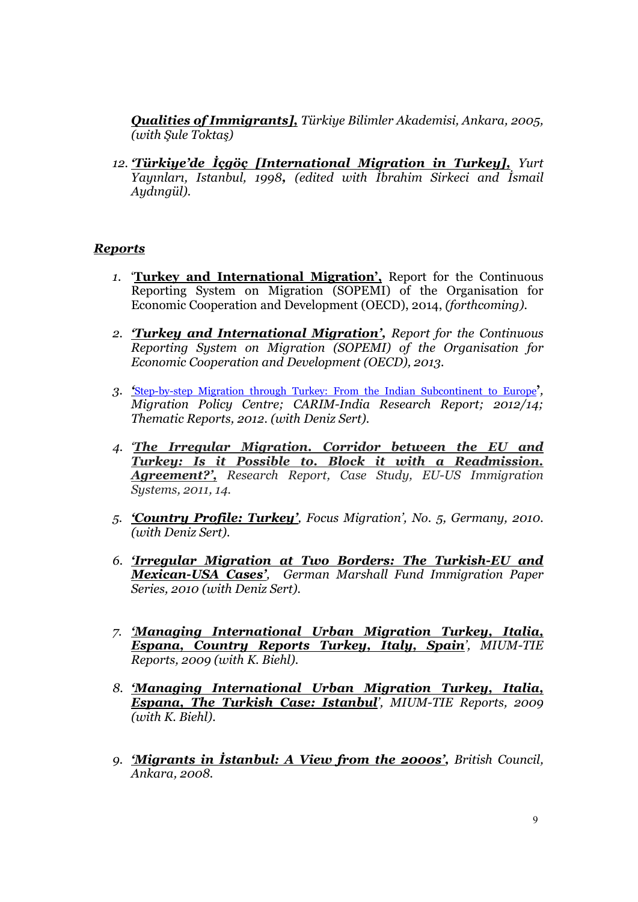***Qualities of Immigrants],*** *Türkiye Bilimler Akademisi, Ankara, 2005, (with Şule Toktaş)*

12. ***'Türkiye'de İçgöç [International Migration in Turkey],*** *Yurt Yayınları, Istanbul, 1998, (edited with İbrahim Sirkeci and İsmail Aydıngül).*

***Reports***

1. '**Turkey and International Migration',** Report for the Continuous Reporting System on Migration (SOPEMI) of the Organisation for Economic Cooperation and Development (OECD), 2014, *(forthcoming).*

2. ***'Turkey and International Migration',*** *Report for the Continuous Reporting System on Migration (SOPEMI) of the Organisation for Economic Cooperation and Development (OECD), 2013.*

3. **'**Step-by-step Migration through Turkey: From the Indian Subcontinent to Europe**',** *Migration Policy Centre; CARIM-India Research Report; 2012/14; Thematic Reports, 2012. (with Deniz Sert).*

4. *'**The Irregular Migration. Corridor between the EU and Turkey: Is it Possible to. Block it with a Readmission. Agreement?',** Research Report, Case Study, EU-US Immigration Systems, 2011, 14.*

5. ***'Country Profile: Turkey'****, Focus Migration', No. 5, Germany, 2010. (with Deniz Sert).*

6. ***'Irregular Migration at Two Borders: The Turkish-EU and Mexican-USA Cases'****, German Marshall Fund Immigration Paper Series, 2010 (with Deniz Sert).*

7. ***'Managing International Urban Migration Turkey, Italia, Espana, Country Reports Turkey, Italy, Spain'****, MIUM-TIE Reports, 2009 (with K. Biehl).*

8. ***'Managing International Urban Migration Turkey, Italia, Espana, The Turkish Case: Istanbul'****, MIUM-TIE Reports, 2009 (with K. Biehl).*

9. ***'Migrants in İstanbul: A View from the 2000s',*** *British Council, Ankara, 2008.*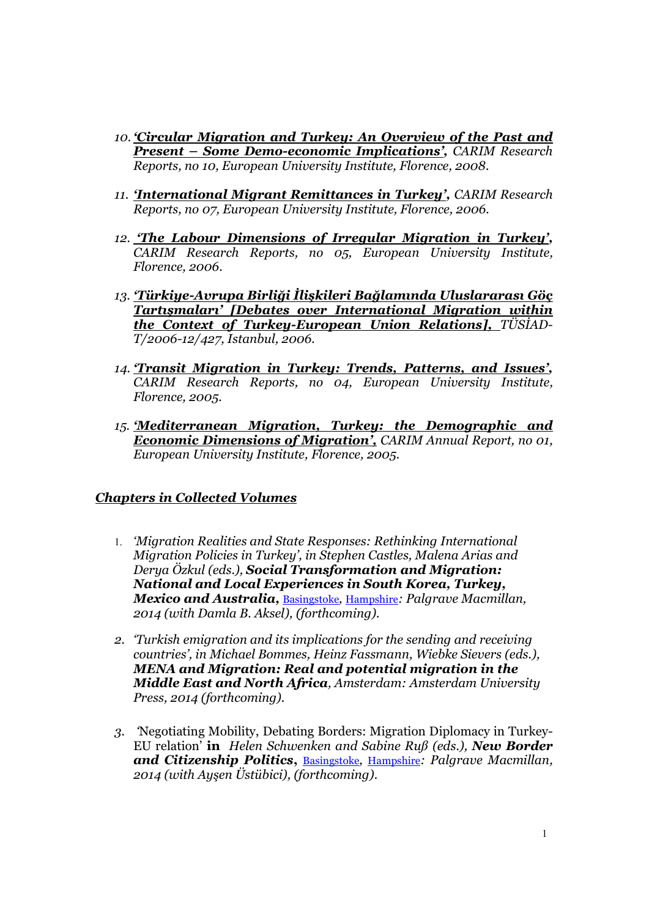10. ***'Circular Migration and Turkey: An Overview of the Past and Present – Some Demo-economic Implications',*** *CARIM Research Reports, no 10, European University Institute, Florence, 2008.*

11. ***'International Migrant Remittances in Turkey',*** *CARIM Research Reports, no 07, European University Institute, Florence, 2006.*

12. ***'The Labour Dimensions of Irregular Migration in Turkey',*** *CARIM Research Reports, no 05, European University Institute, Florence, 2006.*

13. ***'Türkiye-Avrupa Birliği İlişkileri Bağlamında Uluslararası Göç Tartışmaları' [Debates over International Migration within the Context of Turkey-European Union Relations],*** *TÜSİAD-T/2006-12/427, Istanbul, 2006.*

14. ***'Transit Migration in Turkey: Trends, Patterns, and Issues',*** *CARIM Research Reports, no 04, European University Institute, Florence, 2005.*

15. ***'Mediterranean Migration, Turkey: the Demographic and Economic Dimensions of Migration',*** *CARIM Annual Report, no 01, European University Institute, Florence, 2005.*

## ***Chapters in Collected Volumes***

1. *'Migration Realities and State Responses: Rethinking International Migration Policies in Turkey', in Stephen Castles, Malena Arias and Derya Özkul (eds.),* ***Social Transformation and Migration: National and Local Experiences in South Korea, Turkey, Mexico and Australia,*** Basingstoke, Hampshire*: Palgrave Macmillan, 2014 (with Damla B. Aksel), (forthcoming).*

2. *'Turkish emigration and its implications for the sending and receiving countries', in Michael Bommes, Heinz Fassmann, Wiebke Sievers (eds.),* ***MENA and Migration: Real and potential migration in the Middle East and North Africa****, Amsterdam: Amsterdam University Press, 2014 (forthcoming).*

3. 'Negotiating Mobility, Debating Borders: Migration Diplomacy in Turkey-EU relation' **in** *Helen Schwenken and Sabine Ruß (eds.),* ***New Border and Citizenship Politics***, Basingstoke, Hampshire*: Palgrave Macmillan, 2014 (with Ayşen Üstübici), (forthcoming).*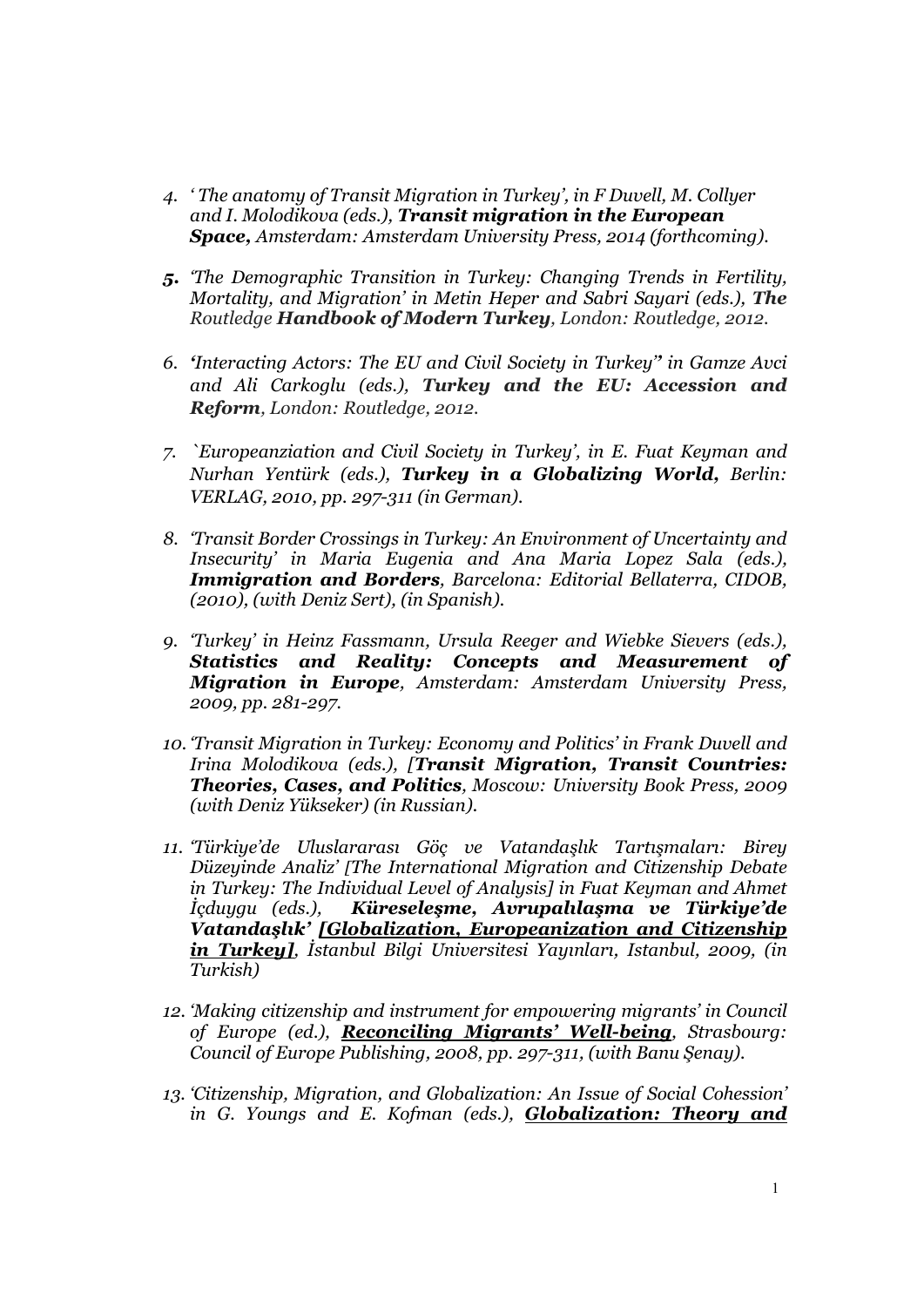4. *' The anatomy of Transit Migration in Turkey', in F Duvell, M. Collyer and I. Molodikova (eds.),* ***Transit migration in the European Space****, Amsterdam: Amsterdam University Press, 2014 (forthcoming).*

5. *'The Demographic Transition in Turkey: Changing Trends in Fertility, Mortality, and Migration' in Metin Heper and Sabri Sayari (eds.),* ***The*** *Routledge* ***Handbook of Modern Turkey****, London: Routledge, 2012.*

6. *'Interacting Actors: The EU and Civil Society in Turkey" in Gamze Avci and Ali Carkoglu (eds.),* ***Turkey and the EU: Accession and Reform****, London: Routledge, 2012.*

7. *`Europeanziation and Civil Society in Turkey', in E. Fuat Keyman and Nurhan Yentürk (eds.),* ***Turkey in a Globalizing World,*** *Berlin: VERLAG, 2010, pp. 297-311 (in German).*

8. *'Transit Border Crossings in Turkey: An Environment of Uncertainty and Insecurity' in Maria Eugenia and Ana Maria Lopez Sala (eds.),* ***Immigration and Borders****, Barcelona: Editorial Bellaterra, CIDOB, (2010), (with Deniz Sert), (in Spanish).*

9. *'Turkey' in Heinz Fassmann, Ursula Reeger and Wiebke Sievers (eds.),* ***Statistics and Reality: Concepts and Measurement of Migration in Europe****, Amsterdam: Amsterdam University Press, 2009, pp. 281-297.*

10. *'Transit Migration in Turkey: Economy and Politics' in Frank Duvell and Irina Molodikova (eds.), [****Transit Migration, Transit Countries: Theories, Cases, and Politics****, Moscow: University Book Press, 2009 (with Deniz Yükseker) (in Russian).*

11. *'Türkiye'de Uluslararası Göç ve Vatandaşlık Tartışmaları: Birey Düzeyinde Analiz' [The International Migration and Citizenship Debate in Turkey: The Individual Level of Analysis] in Fuat Keyman and Ahmet İçduygu (eds.),* ***Küreseleşme, Avrupalılaşma ve Türkiye'de Vatandaşlık' [Globalization, Europeanization and Citizenship in Turkey]****, İstanbul Bilgi Universitesi Yayınları, Istanbul, 2009, (in Turkish)*

12. *'Making citizenship and instrument for empowering migrants' in Council of Europe (ed.),* ***Reconciling Migrants' Well-being****, Strasbourg: Council of Europe Publishing, 2008, pp. 297-311, (with Banu Şenay).*

13. *'Citizenship, Migration, and Globalization: An Issue of Social Cohession' in G. Youngs and E. Kofman (eds.),* ***Globalization: Theory and***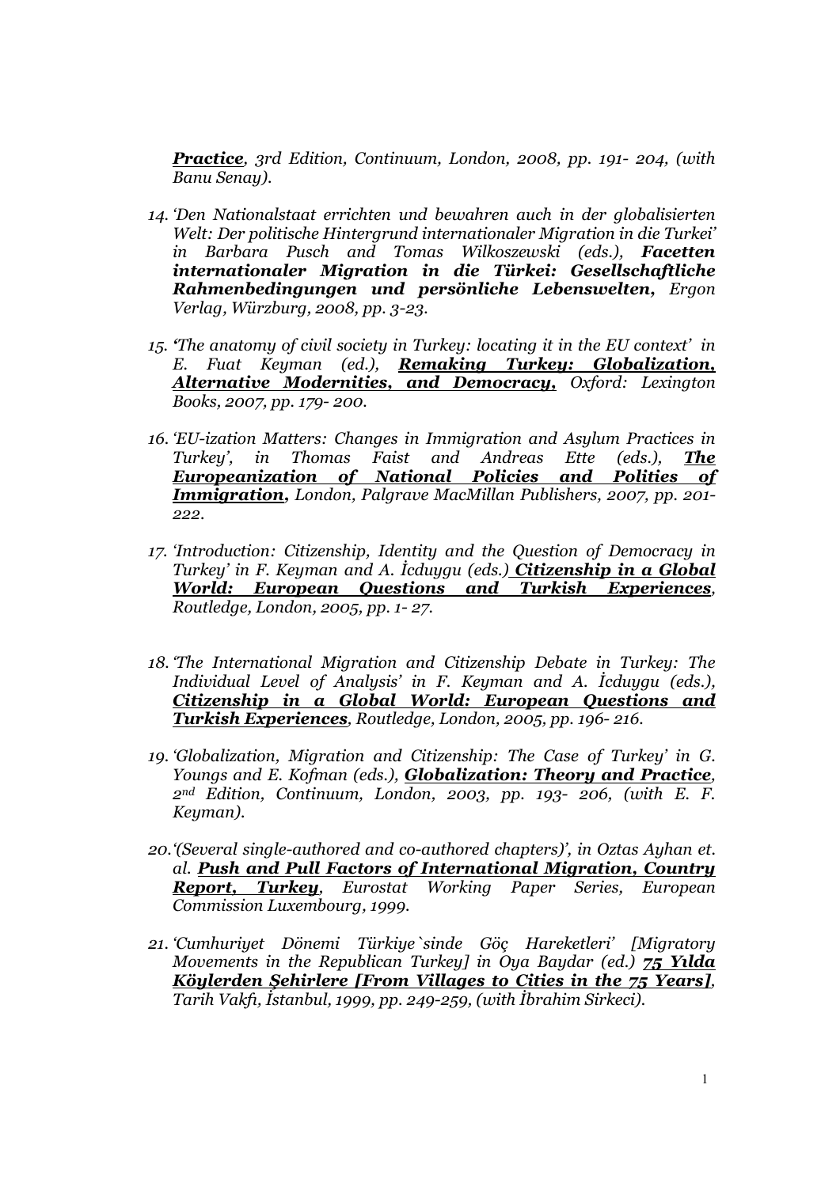***Practice***, *3rd Edition, Continuum, London, 2008, pp. 191- 204, (with Banu Senay).*

14. *'Den Nationalstaat errichten und bewahren auch in der globalisierten Welt: Der politische Hintergrund internationaler Migration in die Turkei' in Barbara Pusch and Tomas Wilkoszewski (eds.),* ***Facetten internationaler Migration in die Türkei: Gesellschaftliche Rahmenbedingungen und persönliche Lebenswelten,*** *Ergon Verlag, Würzburg, 2008, pp. 3-23.*

15. *'The anatomy of civil society in Turkey: locating it in the EU context' in E. Fuat Keyman (ed.),* ***Remaking Turkey: Globalization, Alternative Modernities, and Democracy,*** *Oxford: Lexington Books, 2007, pp. 179- 200.*

16. *'EU-ization Matters: Changes in Immigration and Asylum Practices in Turkey', in Thomas Faist and Andreas Ette (eds.),* ***The Europeanization of National Policies and Polities of Immigration,*** *London, Palgrave MacMillan Publishers, 2007, pp. 201-222.*

17. *'Introduction: Citizenship, Identity and the Question of Democracy in Turkey' in F. Keyman and A. İcduygu (eds.)* ***Citizenship in a Global World: European Questions and Turkish Experiences****, Routledge, London, 2005, pp. 1- 27.*

18. *'The International Migration and Citizenship Debate in Turkey: The Individual Level of Analysis' in F. Keyman and A. İcduygu (eds.),* ***Citizenship in a Global World: European Questions and Turkish Experiences****, Routledge, London, 2005, pp. 196- 216.*

19. *'Globalization, Migration and Citizenship: The Case of Turkey' in G. Youngs and E. Kofman (eds.),* ***Globalization: Theory and Practice****, 2nd Edition, Continuum, London, 2003, pp. 193- 206, (with E. F. Keyman).*

20. *'(Several single-authored and co-authored chapters)', in Oztas Ayhan et. al.* ***Push and Pull Factors of International Migration, Country Report, Turkey****, Eurostat Working Paper Series, European Commission Luxembourg, 1999.*

21. *'Cumhuriyet Dönemi Türkiye`sinde Göç Hareketleri' [Migratory Movements in the Republican Turkey] in Oya Baydar (ed.)* ***75 Yılda Köylerden Şehirlere [From Villages to Cities in the 75 Years]****, Tarih Vakfı, İstanbul, 1999, pp. 249-259, (with İbrahim Sirkeci).*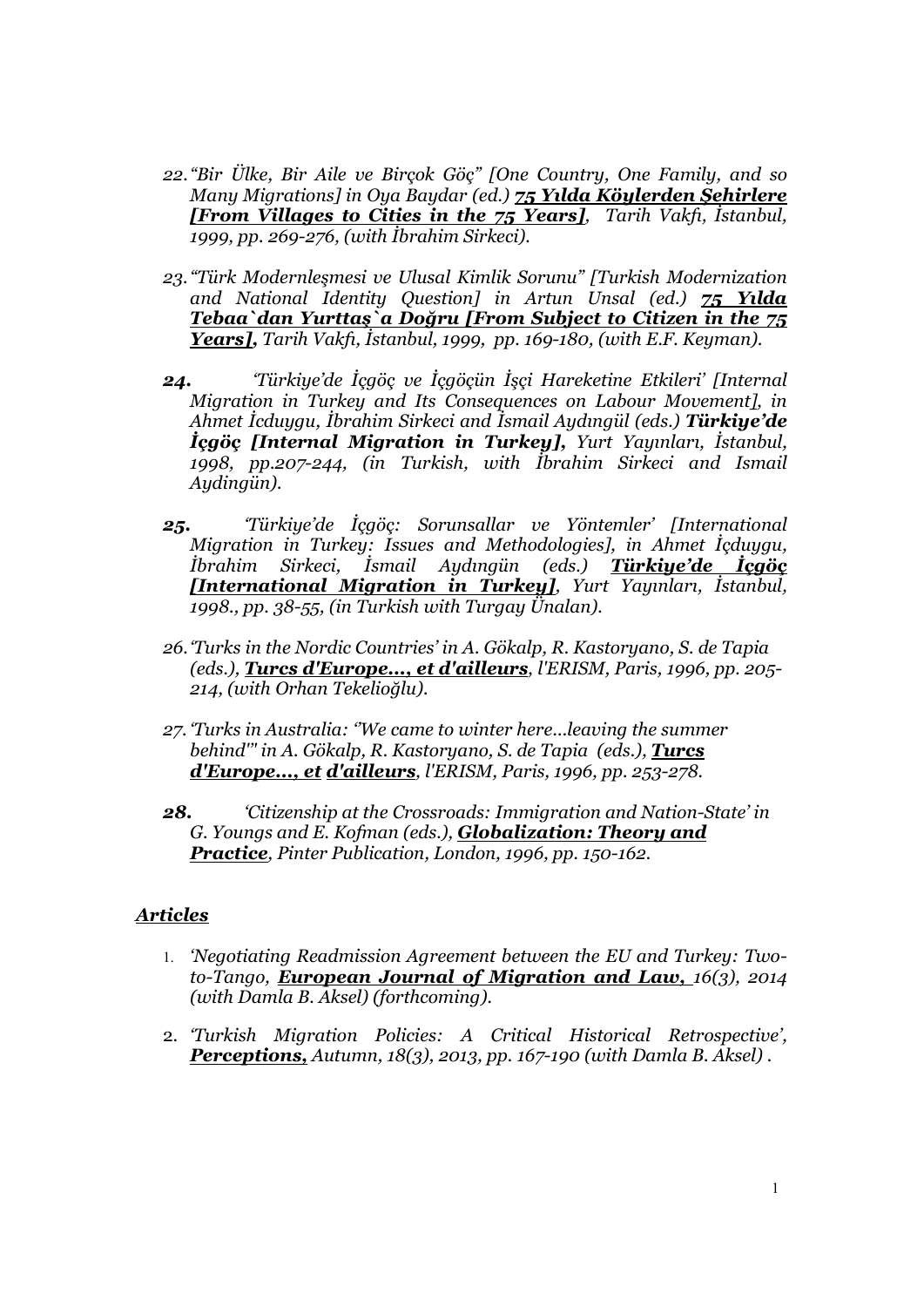22. *"Bir Ülke, Bir Aile ve Birçok Göç" [One Country, One Family, and so Many Migrations] in Oya Baydar (ed.)* ***75 Yılda Köylerden Şehirlere [From Villages to Cities in the 75 Years]****, Tarih Vakfı, İstanbul, 1999, pp. 269-276, (with İbrahim Sirkeci).*

23. *"Türk Modernleşmesi ve Ulusal Kimlik Sorunu" [Turkish Modernization and National Identity Question] in Artun Unsal (ed.)* ***75 Yılda Tebaa`dan Yurttaş`a Doğru [From Subject to Citizen in the 75 Years]****, Tarih Vakfı, İstanbul, 1999, pp. 169-180, (with E.F. Keyman).*

24. *'Türkiye'de İçgöç ve İçgöçün İşçi Hareketine Etkileri' [Internal Migration in Turkey and Its Consequences on Labour Movement], in Ahmet İcduygu, İbrahim Sirkeci and İsmail Aydıngül (eds.)* ***Türkiye'de İçgöç [Internal Migration in Turkey]****, Yurt Yayınları, İstanbul, 1998, pp.207-244, (in Turkish, with İbrahim Sirkeci and Ismail Aydingün).*

25. *'Türkiye'de İçgöç: Sorunsallar ve Yöntemler' [International Migration in Turkey: Issues and Methodologies], in Ahmet İçduygu, İbrahim Sirkeci, İsmail Aydıngün (eds.)* ***Türkiye'de İçgöç [International Migration in Turkey]****, Yurt Yayınları, İstanbul, 1998., pp. 38-55, (in Turkish with Turgay Ünalan).*

26. *'Turks in the Nordic Countries' in A. Gökalp, R. Kastoryano, S. de Tapia (eds.),* ***Turcs d'Europe..., et d'ailleurs****, l'ERISM, Paris, 1996, pp. 205-214, (with Orhan Tekelioğlu).*

27. *'Turks in Australia: ''We came to winter here...leaving the summer behind''' in A. Gökalp, R. Kastoryano, S. de Tapia (eds.),* ***Turcs d'Europe..., et d'ailleurs****, l'ERISM, Paris, 1996, pp. 253-278.*

28. *'Citizenship at the Crossroads: Immigration and Nation-State' in G. Youngs and E. Kofman (eds.),* ***Globalization: Theory and Practice****, Pinter Publication, London, 1996, pp. 150-162.*

## ***Articles***

1. *'Negotiating Readmission Agreement between the EU and Turkey: Two-to-Tango,* ***European Journal of Migration and Law,*** *16(3), 2014 (with Damla B. Aksel) (forthcoming).*

2. *'Turkish Migration Policies: A Critical Historical Retrospective',* ***Perceptions,*** *Autumn, 18(3), 2013, pp. 167-190 (with Damla B. Aksel) .*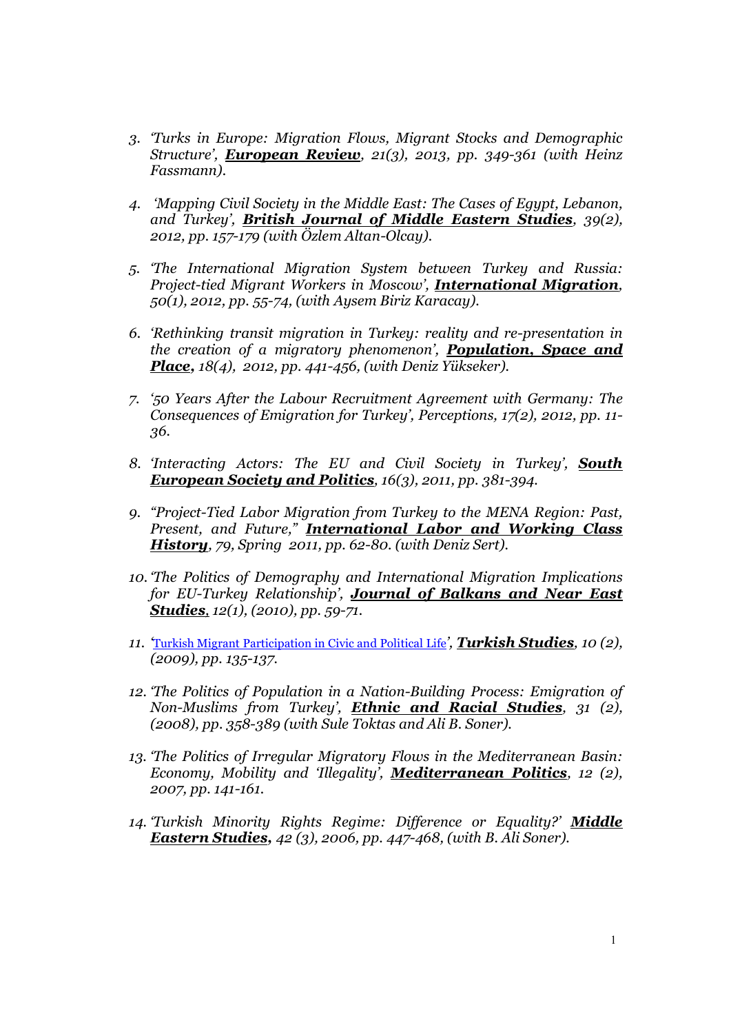3. *'Turks in Europe: Migration Flows, Migrant Stocks and Demographic Structure', **European Review**, 21(3), 2013, pp. 349-361 (with Heinz Fassmann).*

4. *'Mapping Civil Society in the Middle East: The Cases of Egypt, Lebanon, and Turkey', **British Journal of Middle Eastern Studies**, 39(2), 2012, pp. 157-179 (with Özlem Altan-Olcay).*

5. *'The International Migration System between Turkey and Russia: Project-tied Migrant Workers in Moscow', **International Migration**, 50(1), 2012, pp. 55-74, (with Aysem Biriz Karacay).*

6. *'Rethinking transit migration in Turkey: reality and re-presentation in the creation of a migratory phenomenon', **Population, Space and Place**, 18(4), 2012, pp. 441-456, (with Deniz Yükseker).*

7. *'50 Years After the Labour Recruitment Agreement with Germany: The Consequences of Emigration for Turkey', Perceptions, 17(2), 2012, pp. 11-36.*

8. *'Interacting Actors: The EU and Civil Society in Turkey', **South European Society and Politics**, 16(3), 2011, pp. 381-394.*

9. *"Project-Tied Labor Migration from Turkey to the MENA Region: Past, Present, and Future," **International Labor and Working Class History**, 79, Spring 2011, pp. 62-80. (with Deniz Sert).*

10. *'The Politics of Demography and International Migration Implications for EU-Turkey Relationship', **Journal of Balkans and Near East Studies**, 12(1), (2010), pp. 59-71.*

11. *'Turkish Migrant Participation in Civic and Political Life', **Turkish Studies**, 10 (2), (2009), pp. 135-137.*

12. *'The Politics of Population in a Nation-Building Process: Emigration of Non-Muslims from Turkey', **Ethnic and Racial Studies**, 31 (2), (2008), pp. 358-389 (with Sule Toktas and Ali B. Soner).*

13. *'The Politics of Irregular Migratory Flows in the Mediterranean Basin: Economy, Mobility and 'Illegality', **Mediterranean Politics**, 12 (2), 2007, pp. 141-161.*

14. *'Turkish Minority Rights Regime: Difference or Equality?' **Middle Eastern Studies**, 42 (3), 2006, pp. 447-468, (with B. Ali Soner).*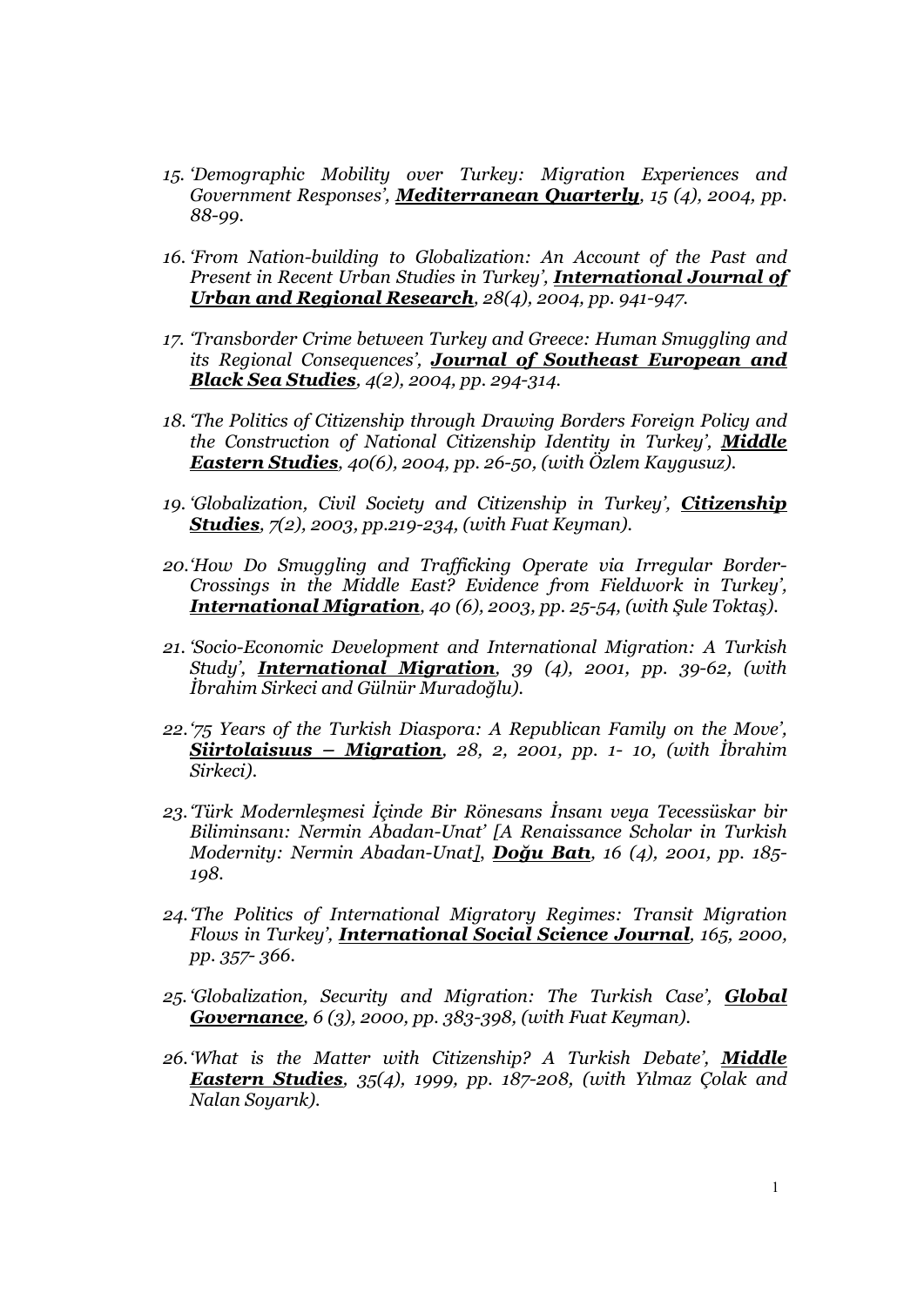15. *'Demographic Mobility over Turkey: Migration Experiences and Government Responses', **Mediterranean Quarterly**, 15 (4), 2004, pp. 88-99.*

16. *'From Nation-building to Globalization: An Account of the Past and Present in Recent Urban Studies in Turkey', **International Journal of Urban and Regional Research**, 28(4), 2004, pp. 941-947.*

17. *'Transborder Crime between Turkey and Greece: Human Smuggling and its Regional Consequences', **Journal of Southeast European and Black Sea Studies**, 4(2), 2004, pp. 294-314.*

18. *'The Politics of Citizenship through Drawing Borders Foreign Policy and the Construction of National Citizenship Identity in Turkey', **Middle Eastern Studies**, 40(6), 2004, pp. 26-50, (with Özlem Kaygusuz).*

19. *'Globalization, Civil Society and Citizenship in Turkey', **Citizenship Studies**, 7(2), 2003, pp.219-234, (with Fuat Keyman).*

20. *'How Do Smuggling and Trafficking Operate via Irregular Border-Crossings in the Middle East? Evidence from Fieldwork in Turkey', **International Migration**, 40 (6), 2003, pp. 25-54, (with Şule Toktaş).*

21. *'Socio-Economic Development and International Migration: A Turkish Study', **International Migration**, 39 (4), 2001, pp. 39-62, (with İbrahim Sirkeci and Gülnür Muradoğlu).*

22. *'75 Years of the Turkish Diaspora: A Republican Family on the Move', **Siirtolaisuus – Migration**, 28, 2, 2001, pp. 1- 10, (with İbrahim Sirkeci).*

23. *'Türk Modernleşmesi İçinde Bir Rönesans İnsanı veya Tecessüskar bir Biliminsanı: Nermin Abadan-Unat' [A Renaissance Scholar in Turkish Modernity: Nermin Abadan-Unat], **Doğu Batı**, 16 (4), 2001, pp. 185-198.*

24. *'The Politics of International Migratory Regimes: Transit Migration Flows in Turkey', **International Social Science Journal**, 165, 2000, pp. 357- 366.*

25. *'Globalization, Security and Migration: The Turkish Case', **Global Governance**, 6 (3), 2000, pp. 383-398, (with Fuat Keyman).*

26. *'What is the Matter with Citizenship? A Turkish Debate', **Middle Eastern Studies**, 35(4), 1999, pp. 187-208, (with Yılmaz Çolak and Nalan Soyarık).*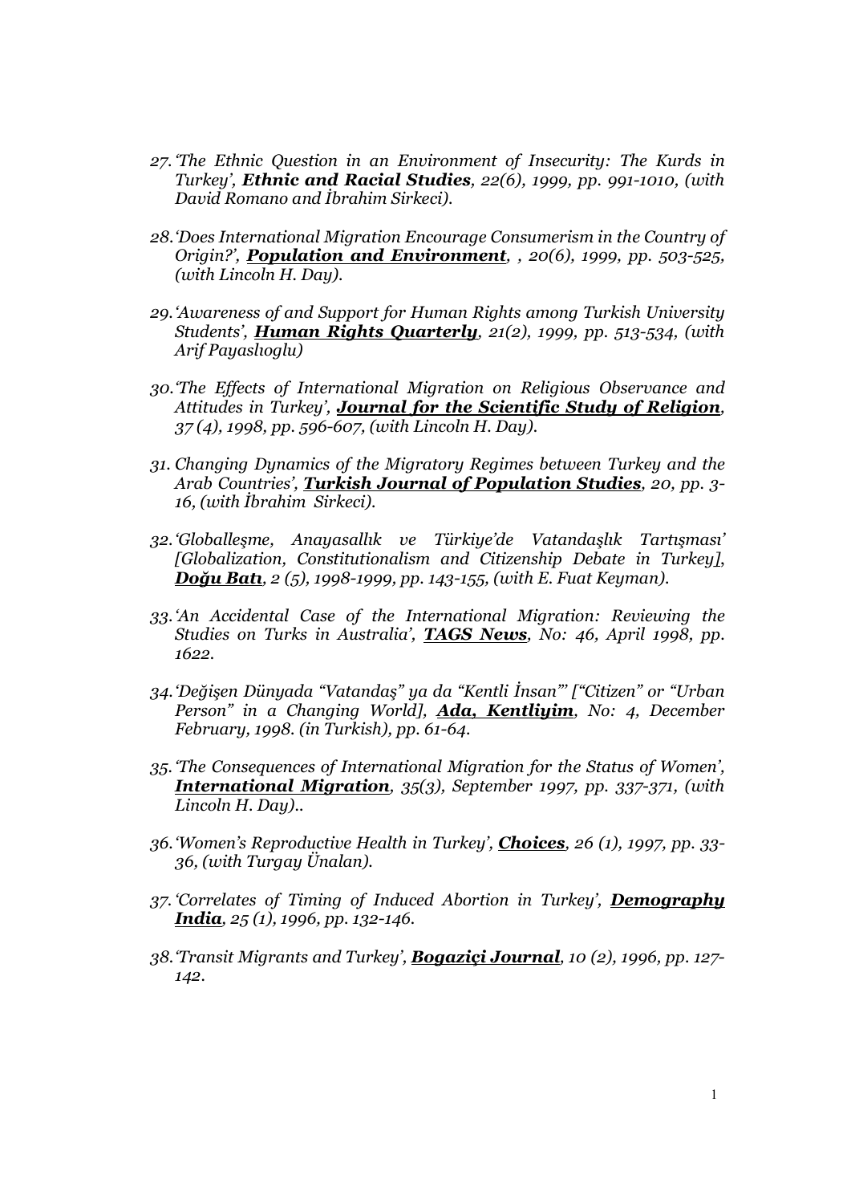27. *'The Ethnic Question in an Environment of Insecurity: The Kurds in Turkey', **Ethnic and Racial Studies**, 22(6), 1999, pp. 991-1010, (with David Romano and İbrahim Sirkeci).*

28. *'Does International Migration Encourage Consumerism in the Country of Origin?', **<u>Population and Environment</u>**, , 20(6), 1999, pp. 503-525, (with Lincoln H. Day).*

29. *'Awareness of and Support for Human Rights among Turkish University Students', **<u>Human Rights Quarterly</u>**, 21(2), 1999, pp. 513-534, (with Arif Payaslıoglu)*

30. *'The Effects of International Migration on Religious Observance and Attitudes in Turkey', **<u>Journal for the Scientific Study of Religion</u>**, 37 (4), 1998, pp. 596-607, (with Lincoln H. Day).*

31. *Changing Dynamics of the Migratory Regimes between Turkey and the Arab Countries', **<u>Turkish Journal of Population Studies</u>**, 20, pp. 3-16, (with İbrahim Sirkeci).*

32. *'Globalleşme, Anayasallık ve Türkiye'de Vatandaşlık Tartışması' [Globalization, Constitutionalism and Citizenship Debate in Turkey], **<u>Doğu Batı</u>**, 2 (5), 1998-1999, pp. 143-155, (with E. Fuat Keyman).*

33. *'An Accidental Case of the International Migration: Reviewing the Studies on Turks in Australia', **<u>TAGS News</u>**, No: 46, April 1998, pp. 1622.*

34. *'Değişen Dünyada "Vatandaş" ya da "Kentli İnsan"' ["Citizen" or "Urban Person" in a Changing World], **<u>Ada, Kentliyim</u>**, No: 4, December February, 1998. (in Turkish), pp. 61-64.*

35. *'The Consequences of International Migration for the Status of Women', **<u>International Migration</u>**, 35(3), September 1997, pp. 337-371, (with Lincoln H. Day)..*

36. *'Women's Reproductive Health in Turkey', **<u>Choices</u>**, 26 (1), 1997, pp. 33-36, (with Turgay Ünalan).*

37. *'Correlates of Timing of Induced Abortion in Turkey', **<u>Demography India</u>**, 25 (1), 1996, pp. 132-146.*

38. *'Transit Migrants and Turkey', **<u>Bogaziçi Journal</u>**, 10 (2), 1996, pp. 127-142.*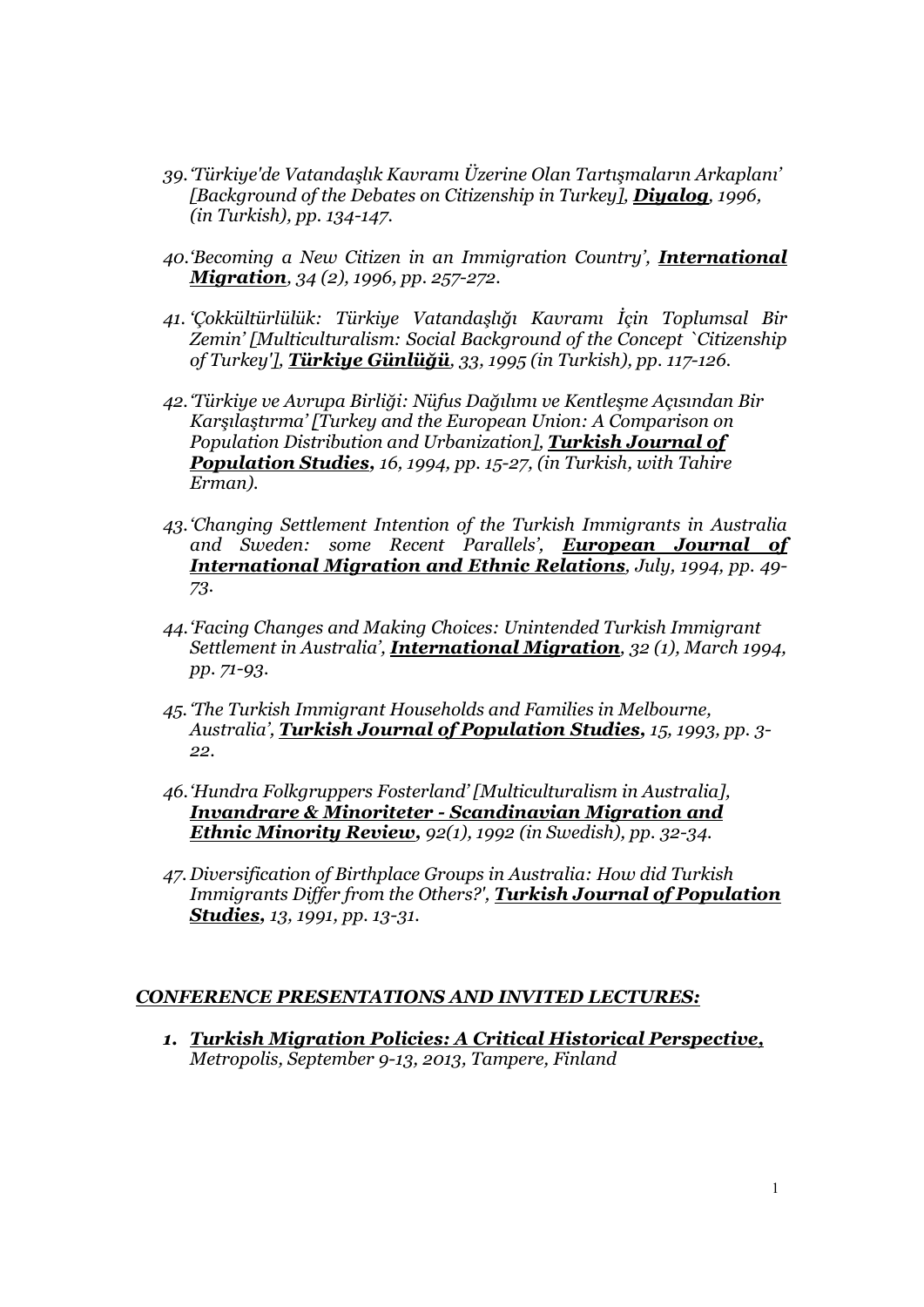39. *'Türkiye'de Vatandaşlık Kavramı Üzerine Olan Tartışmaların Arkaplanı' [Background of the Debates on Citizenship in Turkey],* ***Diyalog****, 1996, (in Turkish), pp. 134-147.*

40. *'Becoming a New Citizen in an Immigration Country',* ***International Migration****, 34 (2), 1996, pp. 257-272.*

41. *'Çokkültürlülük: Türkiye Vatandaşlığı Kavramı İçin Toplumsal Bir Zemin' [Multiculturalism: Social Background of the Concept `Citizenship of Turkey'],* ***Türkiye Günlüğü****, 33, 1995 (in Turkish), pp. 117-126.*

42. *'Türkiye ve Avrupa Birliği: Nüfus Dağılımı ve Kentleşme Açısından Bir Karşılaştırma' [Turkey and the European Union: A Comparison on Population Distribution and Urbanization],* ***Turkish Journal of Population Studies****, 16, 1994, pp. 15-27, (in Turkish, with Tahire Erman).*

43. *'Changing Settlement Intention of the Turkish Immigrants in Australia and Sweden: some Recent Parallels',* ***European Journal of International Migration and Ethnic Relations****, July, 1994, pp. 49-73.*

44. *'Facing Changes and Making Choices: Unintended Turkish Immigrant Settlement in Australia',* ***International Migration****, 32 (1), March 1994, pp. 71-93.*

45. *'The Turkish Immigrant Households and Families in Melbourne, Australia',* ***Turkish Journal of Population Studies****, 15, 1993, pp. 3-22.*

46. *'Hundra Folkgruppers Fosterland' [Multiculturalism in Australia],* ***Invandrare & Minoriteter - Scandinavian Migration and Ethnic Minority Review****, 92(1), 1992 (in Swedish), pp. 32-34.*

47. *Diversification of Birthplace Groups in Australia: How did Turkish Immigrants Differ from the Others?',* ***Turkish Journal of Population Studies****, 13, 1991, pp. 13-31.*

## *CONFERENCE PRESENTATIONS AND INVITED LECTURES:*

1. ***Turkish Migration Policies: A Critical Historical Perspective****, Metropolis, September 9-13, 2013, Tampere, Finland*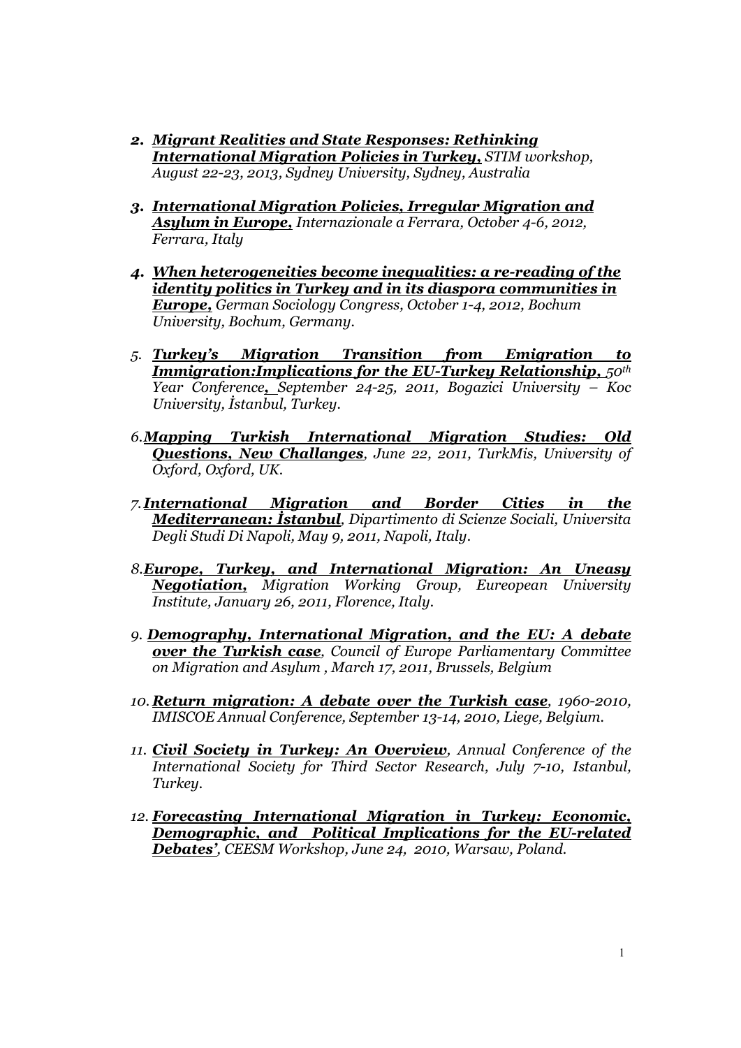2. ***Migrant Realities and State Responses: Rethinking International Migration Policies in Turkey,*** *STIM workshop, August 22-23, 2013, Sydney University, Sydney, Australia*

3. ***International Migration Policies, Irregular Migration and Asylum in Europe,*** *Internazionale a Ferrara, October 4-6, 2012, Ferrara, Italy*

4. ***When heterogeneities become inequalities: a re-reading of the identity politics in Turkey and in its diaspora communities in Europe,*** *German Sociology Congress, October 1-4, 2012, Bochum University, Bochum, Germany.*

5. ***Turkey's Migration Transition from Emigration to Immigration:Implications for the EU-Turkey Relationship,*** *50th Year Conference, September 24-25, 2011, Bogazici University – Koc University, İstanbul, Turkey.*

6. ***Mapping Turkish International Migration Studies: Old Questions, New Challanges****, June 22, 2011, TurkMis, University of Oxford, Oxford, UK.*

7. ***International Migration and Border Cities in the Mediterranean: İstanbul****, Dipartimento di Scienze Sociali, Universita Degli Studi Di Napoli, May 9, 2011, Napoli, Italy.*

8. ***Europe, Turkey, and International Migration: An Uneasy Negotiation,*** *Migration Working Group, Eureopean University Institute, January 26, 2011, Florence, Italy.*

9. ***Demography, International Migration, and the EU: A debate over the Turkish case****, Council of Europe Parliamentary Committee on Migration and Asylum , March 17, 2011, Brussels, Belgium*

10. ***Return migration: A debate over the Turkish case****, 1960-2010, IMISCOE Annual Conference, September 13-14, 2010, Liege, Belgium.*

11. ***Civil Society in Turkey: An Overview****, Annual Conference of the International Society for Third Sector Research, July 7-10, Istanbul, Turkey.*

12. ***Forecasting International Migration in Turkey: Economic, Demographic, and Political Implications for the EU-related Debates'****, CEESM Workshop, June 24, 2010, Warsaw, Poland.*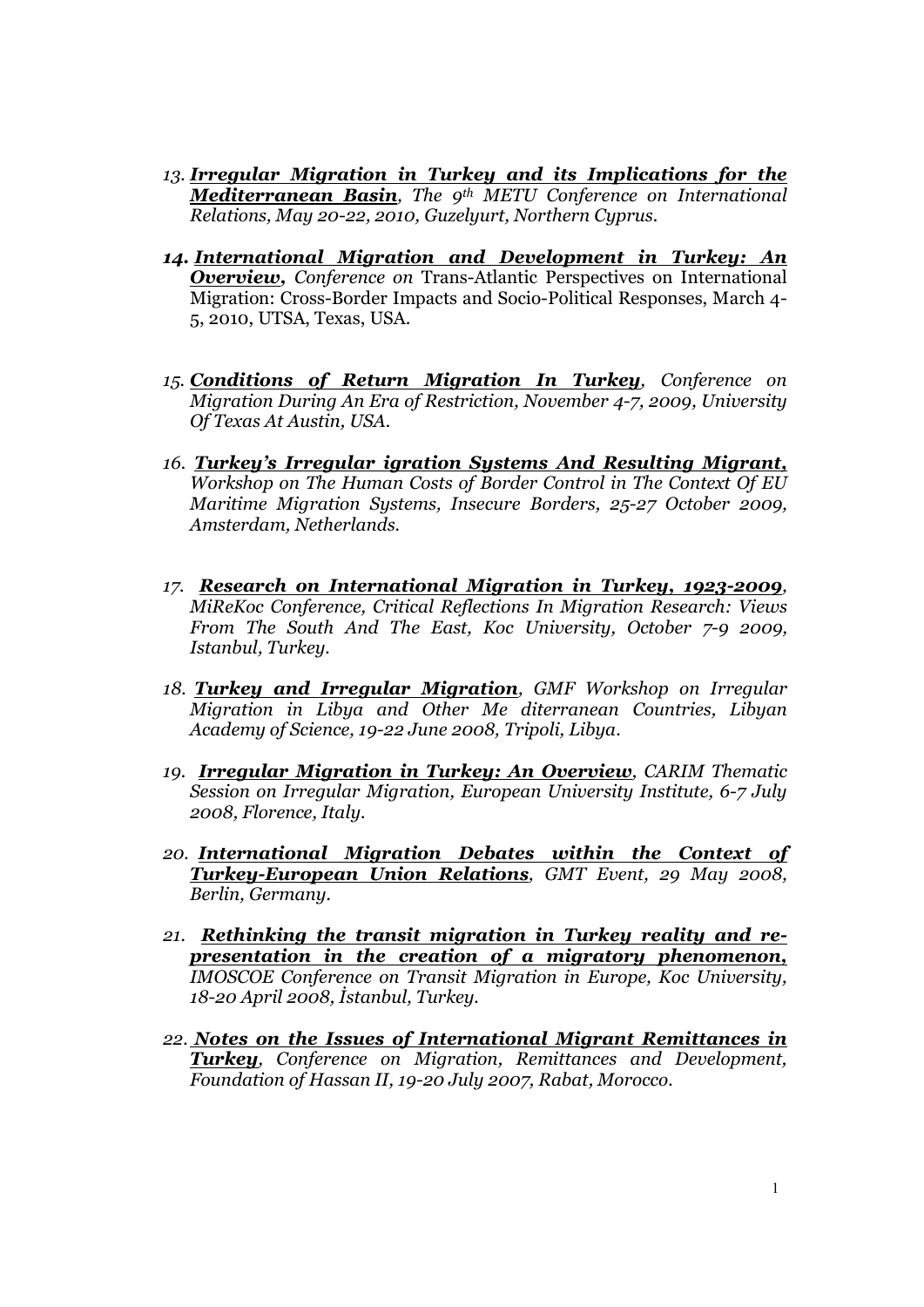13. ***Irregular Migration in Turkey and its Implications for the Mediterranean Basin***, *The 9th METU Conference on International Relations, May 20-22, 2010, Guzelyurt, Northern Cyprus.*

14. ***International Migration and Development in Turkey: An Overview,*** *Conference on* Trans-Atlantic Perspectives on International Migration: Cross-Border Impacts and Socio-Political Responses, March 4-5, 2010, UTSA, Texas, USA.

15. ***Conditions of Return Migration In Turkey***, *Conference on Migration During An Era of Restriction, November 4-7, 2009, University Of Texas At Austin, USA.*

16. ***Turkey's Irregular igration Systems And Resulting Migrant,*** *Workshop on The Human Costs of Border Control in The Context Of EU Maritime Migration Systems, Insecure Borders, 25-27 October 2009, Amsterdam, Netherlands.*

17. ***Research on International Migration in Turkey, 1923-2009***, *MiReKoc Conference, Critical Reflections In Migration Research: Views From The South And The East, Koc University, October 7-9 2009, Istanbul, Turkey.*

18. ***Turkey and Irregular Migration***, *GMF Workshop on Irregular Migration in Libya and Other Me diterranean Countries, Libyan Academy of Science, 19-22 June 2008, Tripoli, Libya.*

19. ***Irregular Migration in Turkey: An Overview***, *CARIM Thematic Session on Irregular Migration, European University Institute, 6-7 July 2008, Florence, Italy.*

20. ***International Migration Debates within the Context of Turkey-European Union Relations***, *GMT Event, 29 May 2008, Berlin, Germany.*

21. ***Rethinking the transit migration in Turkey reality and re-presentation in the creation of a migratory phenomenon,*** *IMOSCOE Conference on Transit Migration in Europe, Koc University, 18-20 April 2008, İstanbul, Turkey.*

22. ***Notes on the Issues of International Migrant Remittances in Turkey***, *Conference on Migration, Remittances and Development, Foundation of Hassan II, 19-20 July 2007, Rabat, Morocco.*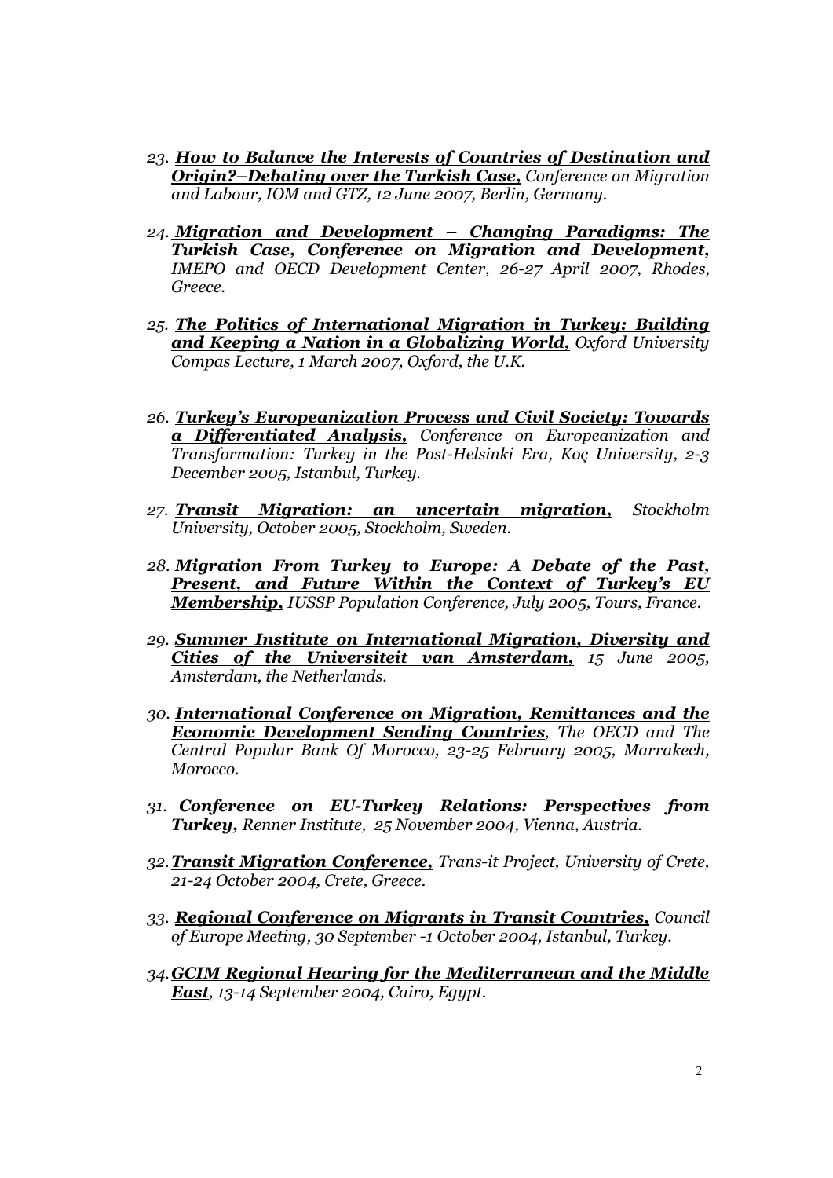23. ***How to Balance the Interests of Countries of Destination and Origin?–Debating over the Turkish Case,*** *Conference on Migration and Labour, IOM and GTZ, 12 June 2007, Berlin, Germany.*

24. ***Migration and Development – Changing Paradigms: The Turkish Case, Conference on Migration and Development,*** *IMEPO and OECD Development Center, 26-27 April 2007, Rhodes, Greece.*

25. ***The Politics of International Migration in Turkey: Building and Keeping a Nation in a Globalizing World,*** *Oxford University Compas Lecture, 1 March 2007, Oxford, the U.K.*

26. ***Turkey's Europeanization Process and Civil Society: Towards a Differentiated Analysis,*** *Conference on Europeanization and Transformation: Turkey in the Post-Helsinki Era, Koç University, 2-3 December 2005, Istanbul, Turkey.*

27. ***Transit Migration: an uncertain migration,*** *Stockholm University, October 2005, Stockholm, Sweden.*

28. ***Migration From Turkey to Europe: A Debate of the Past, Present, and Future Within the Context of Turkey's EU Membership,*** *IUSSP Population Conference, July 2005, Tours, France.*

29. ***Summer Institute on International Migration, Diversity and Cities of the Universiteit van Amsterdam,*** *15 June 2005, Amsterdam, the Netherlands.*

30. ***International Conference on Migration, Remittances and the Economic Development Sending Countries****, The OECD and The Central Popular Bank Of Morocco, 23-25 February 2005, Marrakech, Morocco.*

31. ***Conference on EU-Turkey Relations: Perspectives from Turkey,*** *Renner Institute, 25 November 2004, Vienna, Austria.*

32. ***Transit Migration Conference,*** *Trans-it Project, University of Crete, 21-24 October 2004, Crete, Greece.*

33. ***Regional Conference on Migrants in Transit Countries,*** *Council of Europe Meeting, 30 September -1 October 2004, Istanbul, Turkey.*

34. ***GCIM Regional Hearing for the Mediterranean and the Middle East****, 13-14 September 2004, Cairo, Egypt.*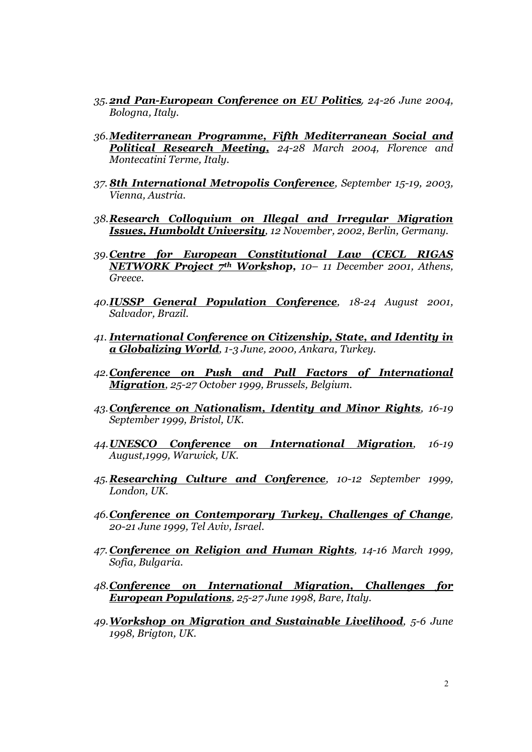35. ***2nd Pan-European Conference on EU Politics****, 24-26 June 2004, Bologna, Italy.*

36. ***Mediterranean Programme, Fifth Mediterranean Social and Political Research Meeting,*** *24-28 March 2004, Florence and Montecatini Terme, Italy.*

37. ***8th International Metropolis Conference****, September 15-19, 2003, Vienna, Austria.*

38. ***Research Colloquium on Illegal and Irregular Migration Issues, Humboldt University****, 12 November, 2002, Berlin, Germany.*

39. ***Centre for European Constitutional Law (CECL RIGAS NETWORK Project 7th Workshop****, 10– 11 December 2001, Athens, Greece.*

40. ***IUSSP General Population Conference****, 18-24 August 2001, Salvador, Brazil.*

41. ***International Conference on Citizenship, State, and Identity in a Globalizing World****, 1-3 June, 2000, Ankara, Turkey.*

42. ***Conference on Push and Pull Factors of International Migration****, 25-27 October 1999, Brussels, Belgium.*

43. ***Conference on Nationalism, Identity and Minor Rights****, 16-19 September 1999, Bristol, UK.*

44. ***UNESCO Conference on International Migration****, 16-19 August,1999, Warwick, UK.*

45. ***Researching Culture and Conference****, 10-12 September 1999, London, UK.*

46. ***Conference on Contemporary Turkey, Challenges of Change****, 20-21 June 1999, Tel Aviv, Israel.*

47. ***Conference on Religion and Human Rights****, 14-16 March 1999, Sofia, Bulgaria.*

48. ***Conference on International Migration, Challenges for European Populations****, 25-27 June 1998, Bare, Italy.*

49. ***Workshop on Migration and Sustainable Livelihood****, 5-6 June 1998, Brigton, UK.*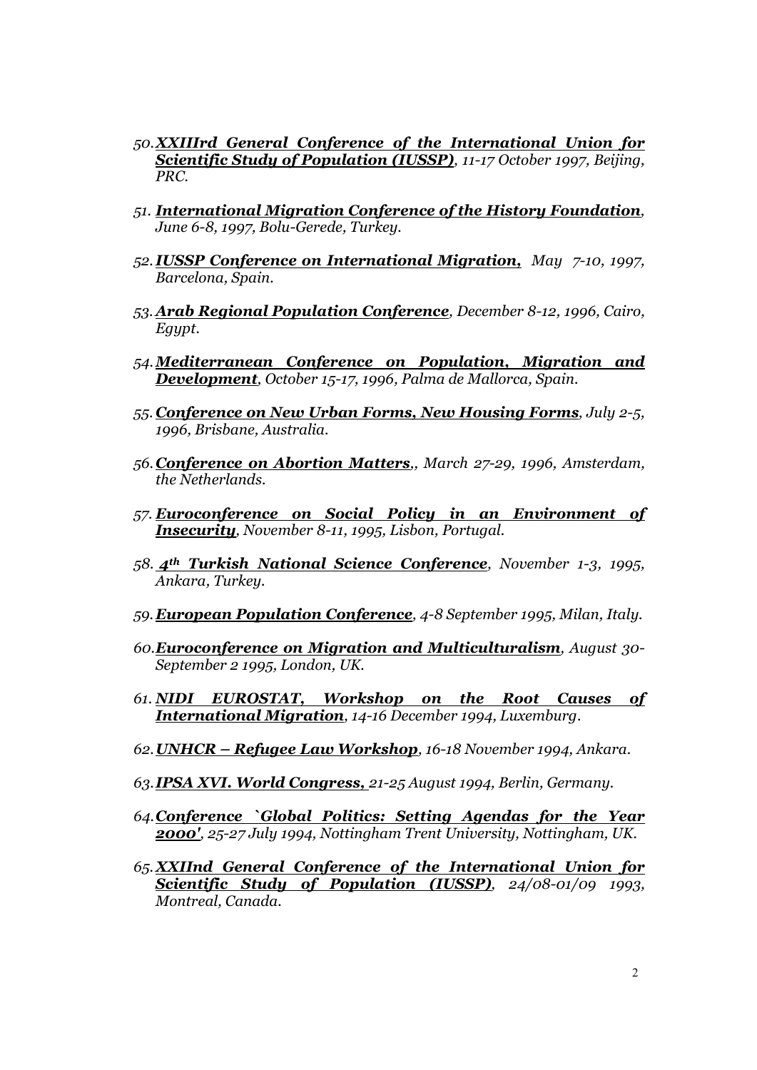50. ***XXIIIrd General Conference of the International Union for Scientific Study of Population (IUSSP)****, 11-17 October 1997, Beijing, PRC.*

51. ***International Migration Conference of the History Foundation****, June 6-8, 1997, Bolu-Gerede, Turkey.*

52. ***IUSSP Conference on International Migration,*** *May 7-10, 1997, Barcelona, Spain.*

53. ***Arab Regional Population Conference****, December 8-12, 1996, Cairo, Egypt.*

54. ***Mediterranean Conference on Population, Migration and Development****, October 15-17, 1996, Palma de Mallorca, Spain.*

55. ***Conference on New Urban Forms, New Housing Forms****, July 2-5, 1996, Brisbane, Australia.*

56. ***Conference on Abortion Matters****,, March 27-29, 1996, Amsterdam, the Netherlands.*

57. ***Euroconference on Social Policy in an Environment of Insecurity****, November 8-11, 1995, Lisbon, Portugal.*

58. ***4th Turkish National Science Conference****, November 1-3, 1995, Ankara, Turkey.*

59. ***European Population Conference****, 4-8 September 1995, Milan, Italy.*

60. ***Euroconference on Migration and Multiculturalism****, August 30-September 2 1995, London, UK.*

61. ***NIDI EUROSTAT, Workshop on the Root Causes of International Migration****, 14-16 December 1994, Luxemburg.*

62. ***UNHCR – Refugee Law Workshop****, 16-18 November 1994, Ankara.*

63. ***IPSA XVI. World Congress,*** *21-25 August 1994, Berlin, Germany.*

64. ***Conference `Global Politics: Setting Agendas for the Year 2000'****, 25-27 July 1994, Nottingham Trent University, Nottingham, UK.*

65. ***XXIInd General Conference of the International Union for Scientific Study of Population (IUSSP)****, 24/08-01/09 1993, Montreal, Canada.*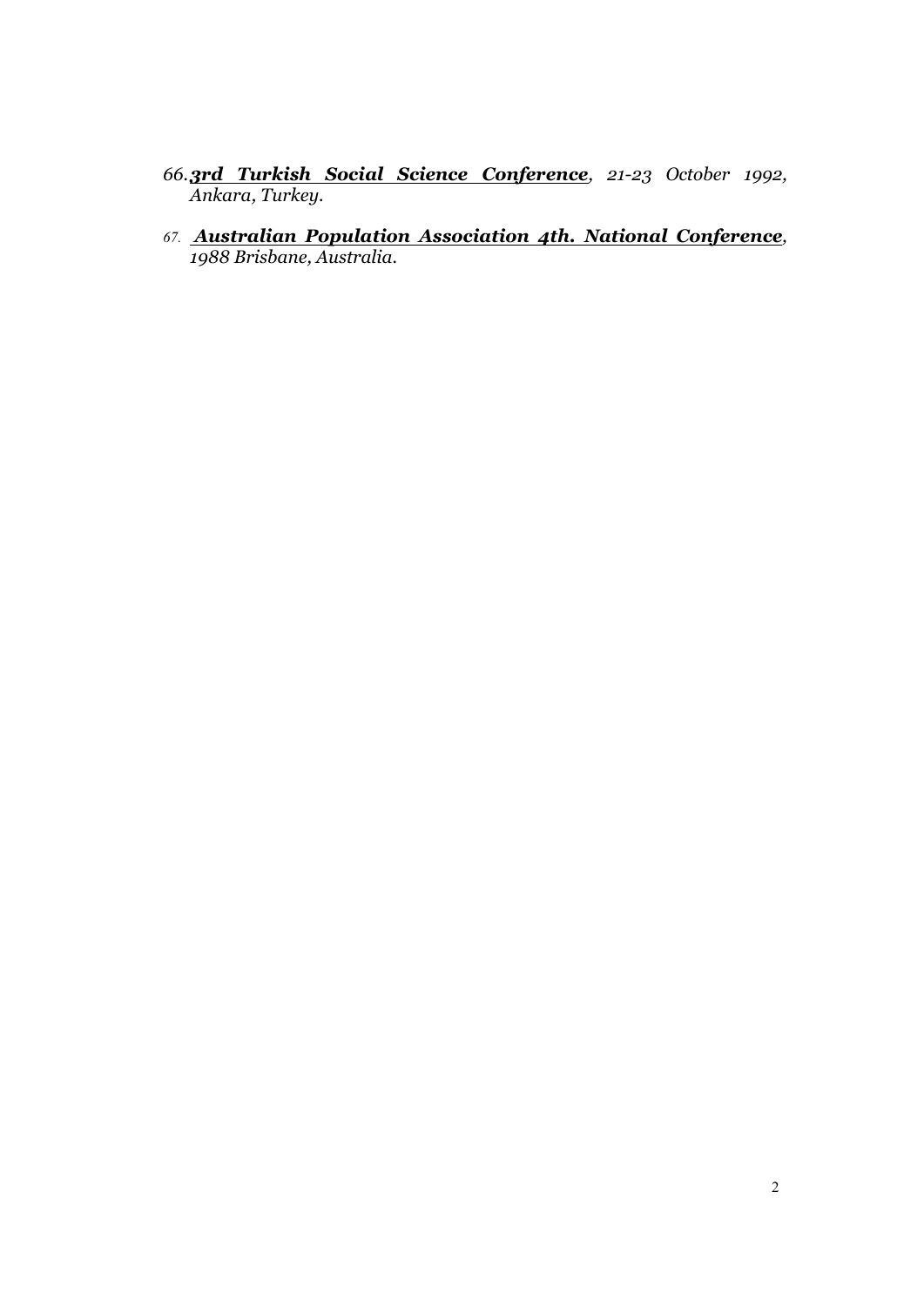66. ***3rd Turkish Social Science Conference***, *21-23 October 1992, Ankara, Turkey.*

67. ***Australian Population Association 4th. National Conference***, *1988 Brisbane, Australia.*